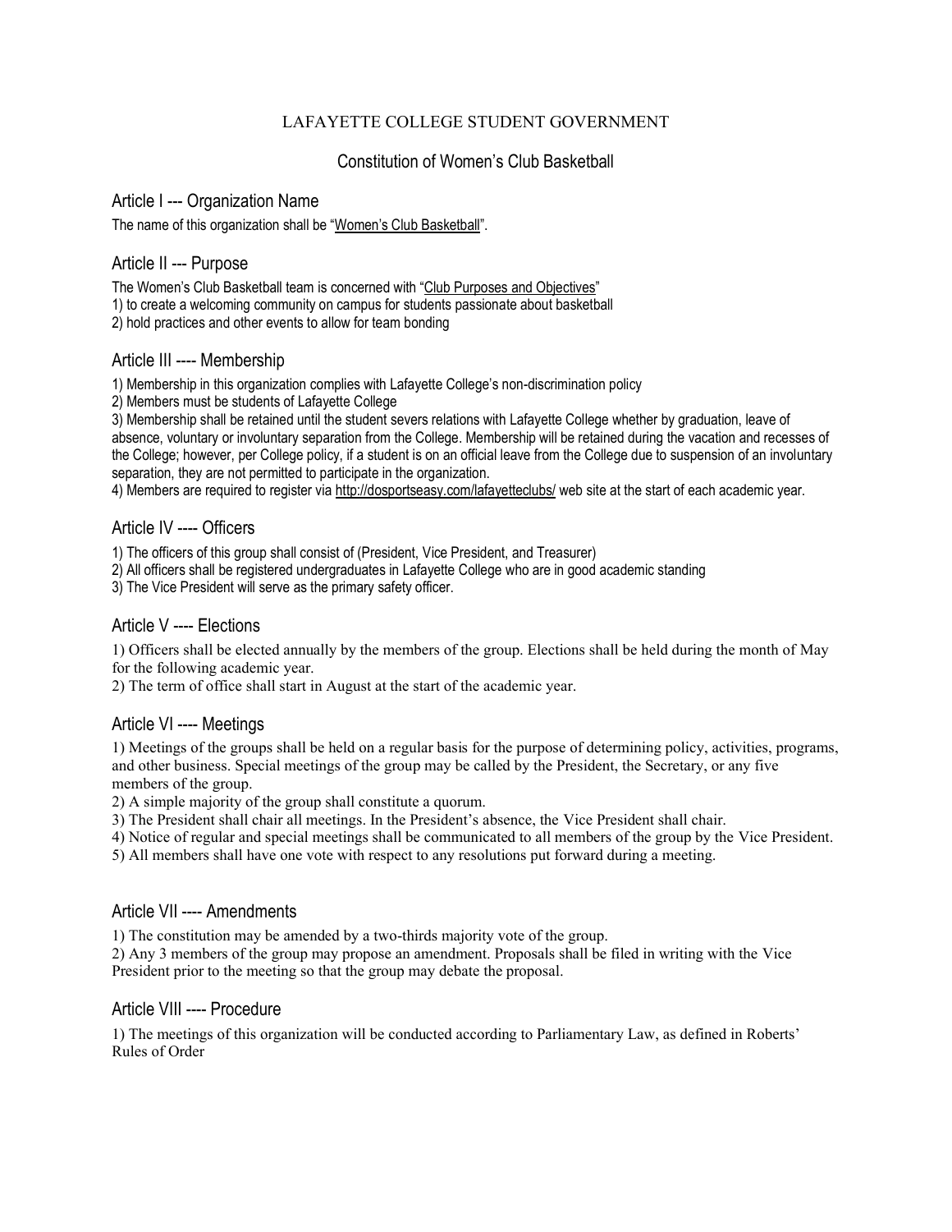LAFAYETTE COLLEGE STUDENT GOVERNMENT

# Constitution of Women's Club Basketball

## Article I --- Organization Name

The name of this organization shall be "Women's Club Basketball".

## Article II --- Purpose

The Women's Club Basketball team is concerned with "Club Purposes and Objectives"
1) to create a welcoming community on campus for students passionate about basketball
2) hold practices and other events to allow for team bonding

## Article III ---- Membership

1) Membership in this organization complies with Lafayette College's non-discrimination policy
2) Members must be students of Lafayette College
3) Membership shall be retained until the student severs relations with Lafayette College whether by graduation, leave of absence, voluntary or involuntary separation from the College. Membership will be retained during the vacation and recesses of the College; however, per College policy, if a student is on an official leave from the College due to suspension of an involuntary separation, they are not permitted to participate in the organization.
4) Members are required to register via http://dosportseasy.com/lafayetteclubs/ web site at the start of each academic year.

## Article IV ---- Officers

1) The officers of this group shall consist of (President, Vice President, and Treasurer)
2) All officers shall be registered undergraduates in Lafayette College who are in good academic standing
3) The Vice President will serve as the primary safety officer.

## Article V ---- Elections

1) Officers shall be elected annually by the members of the group. Elections shall be held during the month of May for the following academic year.
2) The term of office shall start in August at the start of the academic year.

## Article VI ---- Meetings

1) Meetings of the groups shall be held on a regular basis for the purpose of determining policy, activities, programs, and other business. Special meetings of the group may be called by the President, the Secretary, or any five members of the group.
2) A simple majority of the group shall constitute a quorum.
3) The President shall chair all meetings. In the President's absence, the Vice President shall chair.
4) Notice of regular and special meetings shall be communicated to all members of the group by the Vice President.
5) All members shall have one vote with respect to any resolutions put forward during a meeting.

## Article VII ---- Amendments

1) The constitution may be amended by a two-thirds majority vote of the group.
2) Any 3 members of the group may propose an amendment. Proposals shall be filed in writing with the Vice President prior to the meeting so that the group may debate the proposal.

## Article VIII ---- Procedure

1) The meetings of this organization will be conducted according to Parliamentary Law, as defined in Roberts' Rules of Order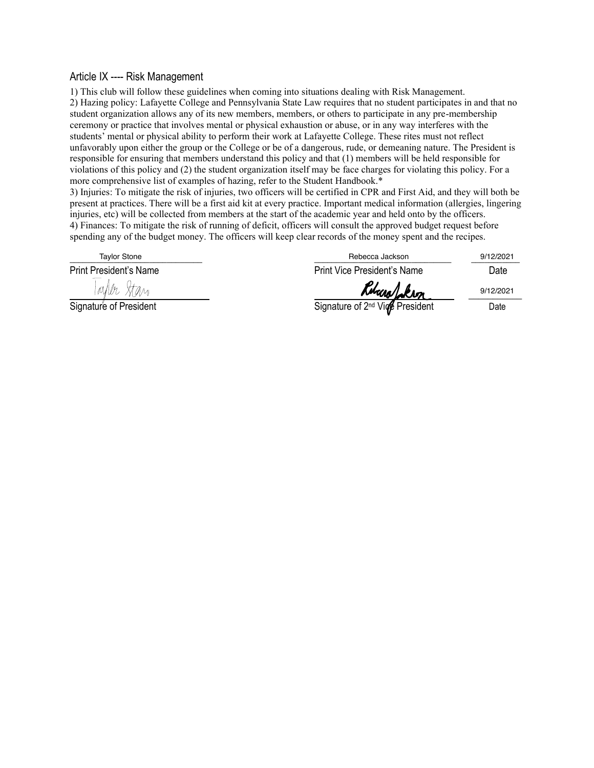## Article IX ---- Risk Management

1) This club will follow these guidelines when coming into situations dealing with Risk Management.
2) Hazing policy: Lafayette College and Pennsylvania State Law requires that no student participates in and that no student organization allows any of its new members, members, or others to participate in any pre-membership ceremony or practice that involves mental or physical exhaustion or abuse, or in any way interferes with the students' mental or physical ability to perform their work at Lafayette College. These rites must not reflect unfavorably upon either the group or the College or be of a dangerous, rude, or demeaning nature. The President is responsible for ensuring that members understand this policy and that (1) members will be held responsible for violations of this policy and (2) the student organization itself may be face charges for violating this policy. For a more comprehensive list of examples of hazing, refer to the Student Handbook.*
3) Injuries: To mitigate the risk of injuries, two officers will be certified in CPR and First Aid, and they will both be present at practices. There will be a first aid kit at every practice. Important medical information (allergies, lingering injuries, etc) will be collected from members at the start of the academic year and held onto by the officers.
4) Finances: To mitigate the risk of running of deficit, officers will consult the approved budget request before spending any of the budget money. The officers will keep clear records of the money spent and the recipes.

| | | |
|---|---|---|
| Taylor Stone | Rebecca Jackson | 9/12/2021 |
| Print President's Name | Print Vice President's Name | Date |
| Taylor Stone | Rebecca Jackson | 9/12/2021 |
| Signature of President | Signature of 2nd Vice President | Date |